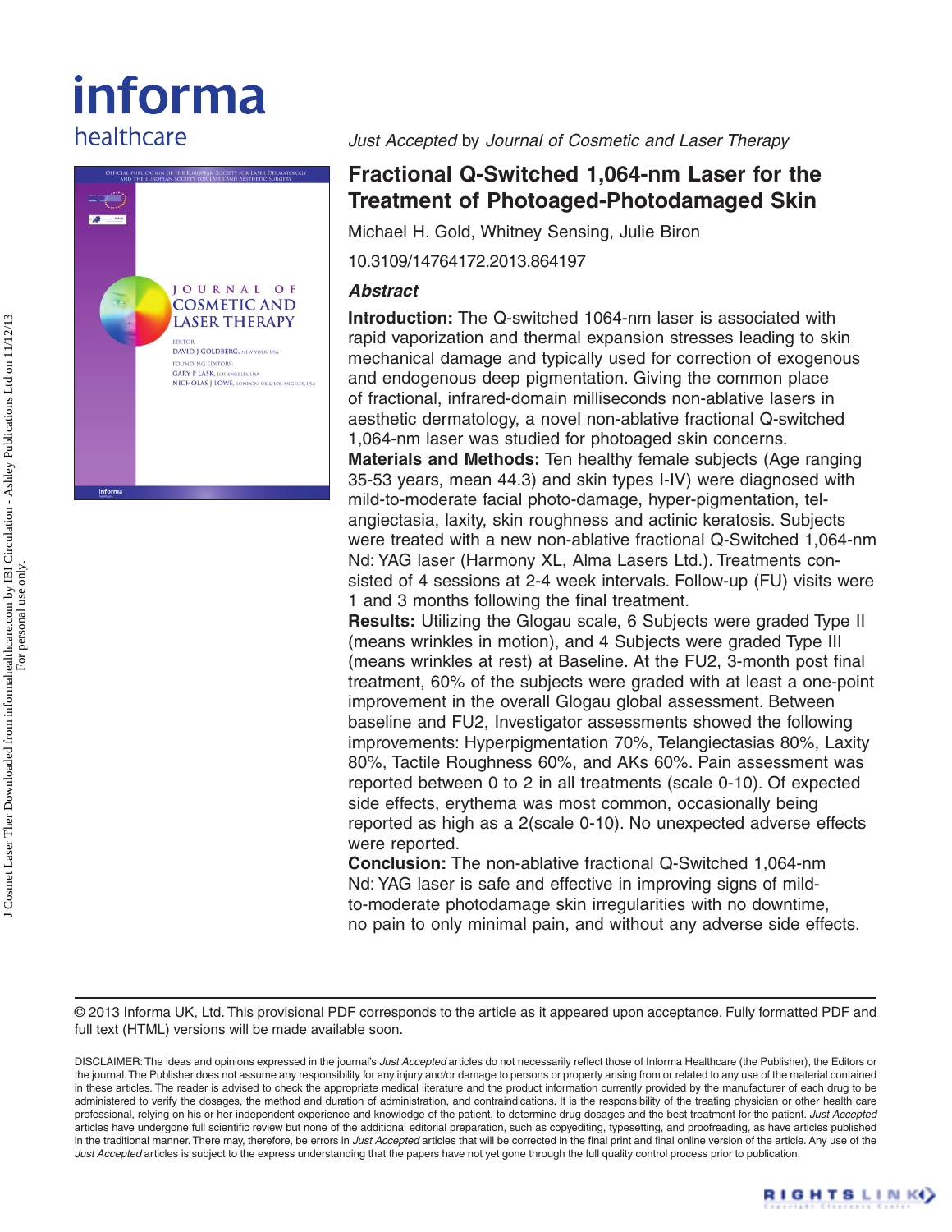*Just Accepted* by *Journal of Cosmetic and Laser Therapy*

# Fractional Q-Switched 1,064-nm Laser for the Treatment of Photoaged-Photodamaged Skin

Michael H. Gold, Whitney Sensing, Julie Biron

10.3109/14764172.2013.864197

## *Abstract*

**Introduction:** The Q-switched 1064-nm laser is associated with rapid vaporization and thermal expansion stresses leading to skin mechanical damage and typically used for correction of exogenous and endogenous deep pigmentation. Giving the common place of fractional, infrared-domain milliseconds non-ablative lasers in aesthetic dermatology, a novel non-ablative fractional Q-switched 1,064-nm laser was studied for photoaged skin concerns.

**Materials and Methods:** Ten healthy female subjects (Age ranging 35-53 years, mean 44.3) and skin types I-IV) were diagnosed with mild-to-moderate facial photo-damage, hyper-pigmentation, telangiectasia, laxity, skin roughness and actinic keratosis. Subjects were treated with a new non-ablative fractional Q-Switched 1,064-nm Nd: YAG laser (Harmony XL, Alma Lasers Ltd.). Treatments consisted of 4 sessions at 2-4 week intervals. Follow-up (FU) visits were 1 and 3 months following the final treatment.

**Results:** Utilizing the Glogau scale, 6 Subjects were graded Type II (means wrinkles in motion), and 4 Subjects were graded Type III (means wrinkles at rest) at Baseline. At the FU2, 3-month post final treatment, 60% of the subjects were graded with at least a one-point improvement in the overall Glogau global assessment. Between baseline and FU2, Investigator assessments showed the following improvements: Hyperpigmentation 70%, Telangiectasias 80%, Laxity 80%, Tactile Roughness 60%, and AKs 60%. Pain assessment was reported between 0 to 2 in all treatments (scale 0-10). Of expected side effects, erythema was most common, occasionally being reported as high as a 2(scale 0-10). No unexpected adverse effects were reported.

**Conclusion:** The non-ablative fractional Q-Switched 1,064-nm Nd: YAG laser is safe and effective in improving signs of mild-to-moderate photodamage skin irregularities with no downtime, no pain to only minimal pain, and without any adverse side effects.

© 2013 Informa UK, Ltd. This provisional PDF corresponds to the article as it appeared upon acceptance. Fully formatted PDF and full text (HTML) versions will be made available soon.

DISCLAIMER: The ideas and opinions expressed in the journal's *Just Accepted* articles do not necessarily reflect those of Informa Healthcare (the Publisher), the Editors or the journal. The Publisher does not assume any responsibility for any injury and/or damage to persons or property arising from or related to any use of the material contained in these articles. The reader is advised to check the appropriate medical literature and the product information currently provided by the manufacturer of each drug to be administered to verify the dosages, the method and duration of administration, and contraindications. It is the responsibility of the treating physician or other health care professional, relying on his or her independent experience and knowledge of the patient, to determine drug dosages and the best treatment for the patient. *Just Accepted* articles have undergone full scientific review but none of the additional editorial preparation, such as copyediting, typesetting, and proofreading, as have articles published in the traditional manner. There may, therefore, be errors in *Just Accepted* articles that will be corrected in the final print and final online version of the article. Any use of the *Just Accepted* articles is subject to the express understanding that the papers have not yet gone through the full quality control process prior to publication.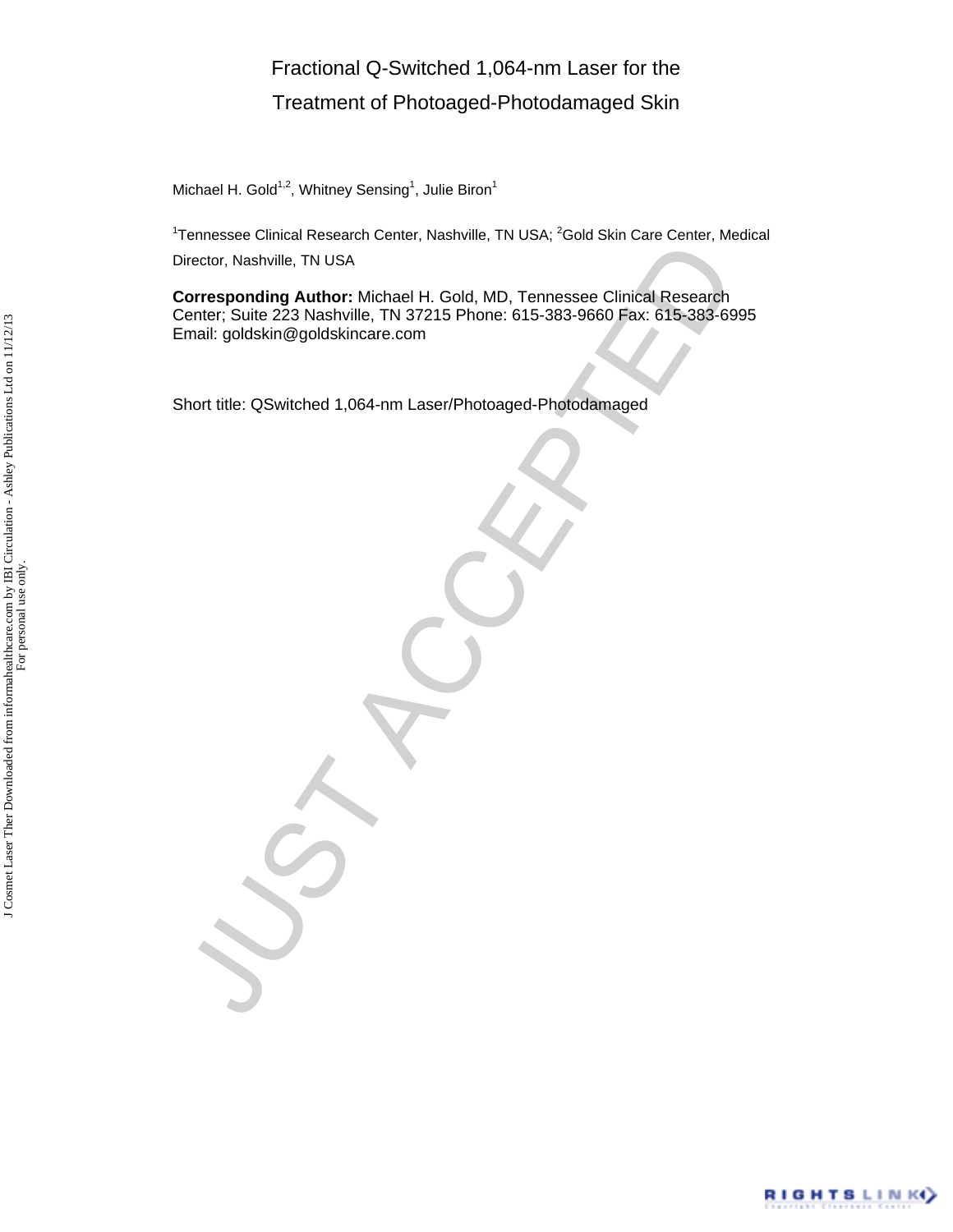# Fractional Q-Switched 1,064-nm Laser for the Treatment of Photoaged-Photodamaged Skin

Michael H. Gold[1,2], Whitney Sensing[1], Julie Biron[1]

[1]Tennessee Clinical Research Center, Nashville, TN USA; [2]Gold Skin Care Center, Medical Director, Nashville, TN USA

**Corresponding Author:** Michael H. Gold, MD, Tennessee Clinical Research Center; Suite 223 Nashville, TN 37215 Phone: 615-383-9660 Fax: 615-383-6995 Email: goldskin@goldskincare.com

Short title: QSwitched 1,064-nm Laser/Photoaged-Photodamaged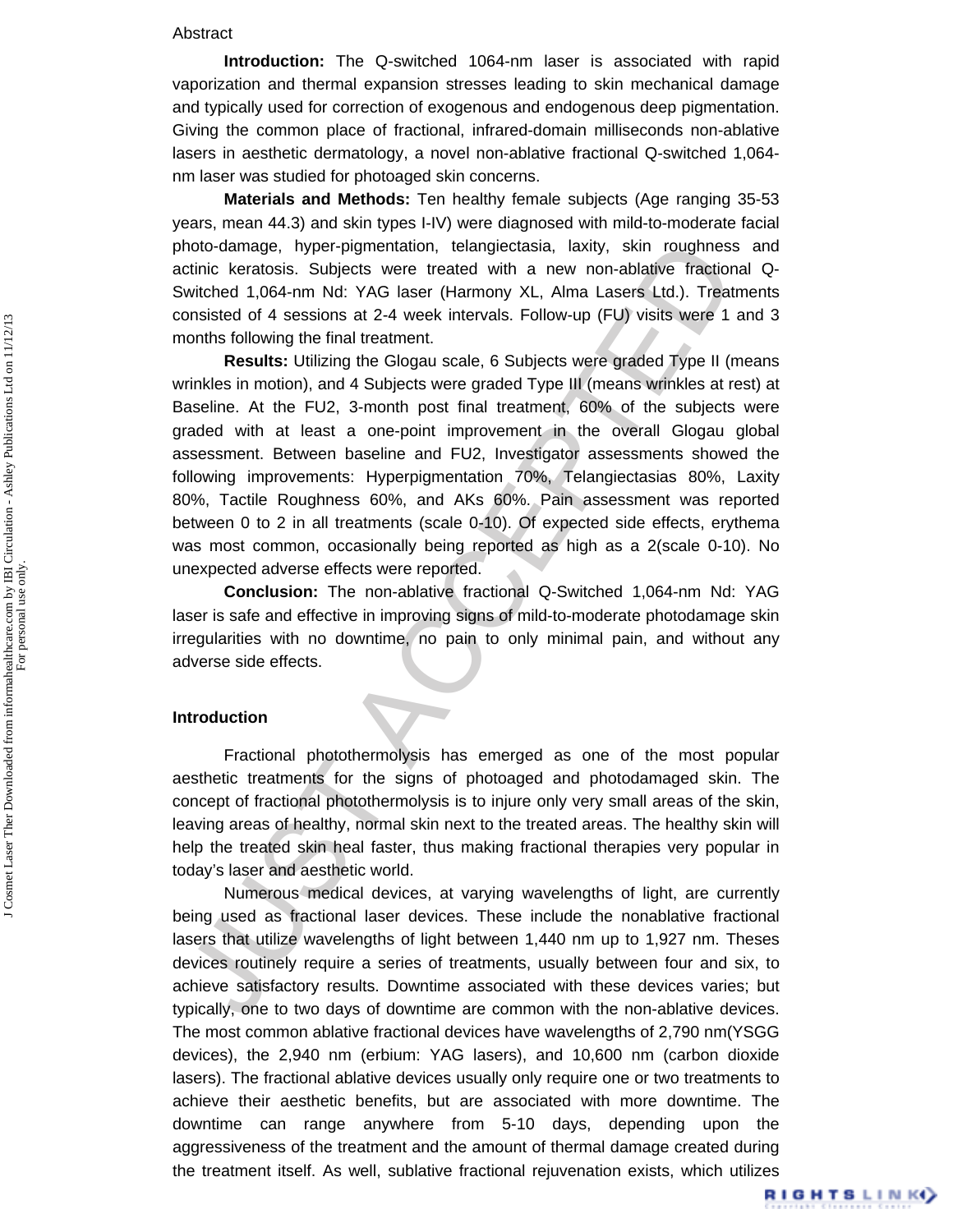Abstract

**Introduction:** The Q-switched 1064-nm laser is associated with rapid vaporization and thermal expansion stresses leading to skin mechanical damage and typically used for correction of exogenous and endogenous deep pigmentation. Giving the common place of fractional, infrared-domain milliseconds non-ablative lasers in aesthetic dermatology, a novel non-ablative fractional Q-switched 1,064-nm laser was studied for photoaged skin concerns.

**Materials and Methods:** Ten healthy female subjects (Age ranging 35-53 years, mean 44.3) and skin types I-IV) were diagnosed with mild-to-moderate facial photo-damage, hyper-pigmentation, telangiectasia, laxity, skin roughness and actinic keratosis. Subjects were treated with a new non-ablative fractional Q-Switched 1,064-nm Nd: YAG laser (Harmony XL, Alma Lasers Ltd.). Treatments consisted of 4 sessions at 2-4 week intervals. Follow-up (FU) visits were 1 and 3 months following the final treatment.

**Results:** Utilizing the Glogau scale, 6 Subjects were graded Type II (means wrinkles in motion), and 4 Subjects were graded Type III (means wrinkles at rest) at Baseline. At the FU2, 3-month post final treatment, 60% of the subjects were graded with at least a one-point improvement in the overall Glogau global assessment. Between baseline and FU2, Investigator assessments showed the following improvements: Hyperpigmentation 70%, Telangiectasias 80%, Laxity 80%, Tactile Roughness 60%, and AKs 60%. Pain assessment was reported between 0 to 2 in all treatments (scale 0-10). Of expected side effects, erythema was most common, occasionally being reported as high as a 2(scale 0-10). No unexpected adverse effects were reported.

**Conclusion:** The non-ablative fractional Q-Switched 1,064-nm Nd: YAG laser is safe and effective in improving signs of mild-to-moderate photodamage skin irregularities with no downtime, no pain to only minimal pain, and without any adverse side effects.

## Introduction

Fractional photothermolysis has emerged as one of the most popular aesthetic treatments for the signs of photoaged and photodamaged skin. The concept of fractional photothermolysis is to injure only very small areas of the skin, leaving areas of healthy, normal skin next to the treated areas. The healthy skin will help the treated skin heal faster, thus making fractional therapies very popular in today's laser and aesthetic world.

Numerous medical devices, at varying wavelengths of light, are currently being used as fractional laser devices. These include the nonablative fractional lasers that utilize wavelengths of light between 1,440 nm up to 1,927 nm. Theses devices routinely require a series of treatments, usually between four and six, to achieve satisfactory results. Downtime associated with these devices varies; but typically, one to two days of downtime are common with the non-ablative devices. The most common ablative fractional devices have wavelengths of 2,790 nm(YSGG devices), the 2,940 nm (erbium: YAG lasers), and 10,600 nm (carbon dioxide lasers). The fractional ablative devices usually only require one or two treatments to achieve their aesthetic benefits, but are associated with more downtime. The downtime can range anywhere from 5-10 days, depending upon the aggressiveness of the treatment and the amount of thermal damage created during the treatment itself. As well, sublative fractional rejuvenation exists, which utilizes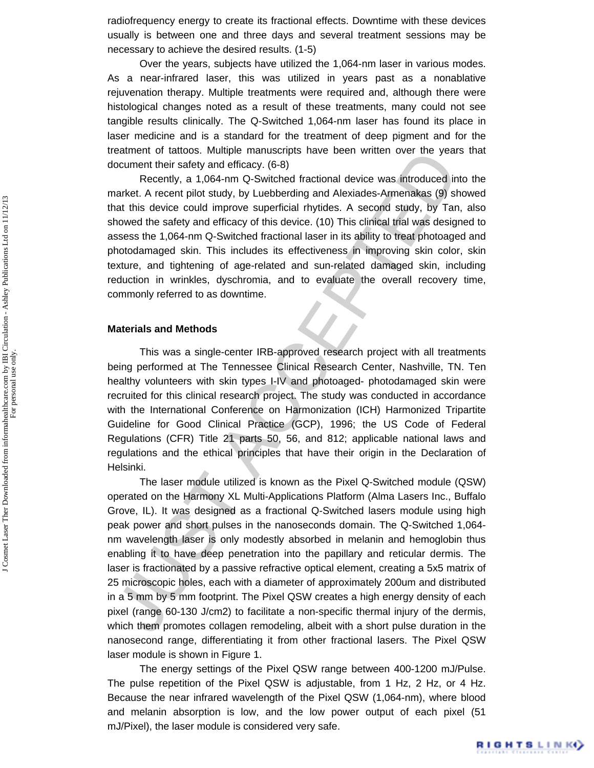radiofrequency energy to create its fractional effects. Downtime with these devices usually is between one and three days and several treatment sessions may be necessary to achieve the desired results. (1-5)

Over the years, subjects have utilized the 1,064-nm laser in various modes. As a near-infrared laser, this was utilized in years past as a nonablative rejuvenation therapy. Multiple treatments were required and, although there were histological changes noted as a result of these treatments, many could not see tangible results clinically. The Q-Switched 1,064-nm laser has found its place in laser medicine and is a standard for the treatment of deep pigment and for the treatment of tattoos. Multiple manuscripts have been written over the years that document their safety and efficacy. (6-8)

Recently, a 1,064-nm Q-Switched fractional device was introduced into the market. A recent pilot study, by Luebberding and Alexiades-Armenakas (9) showed that this device could improve superficial rhytides. A second study, by Tan, also showed the safety and efficacy of this device. (10) This clinical trial was designed to assess the 1,064-nm Q-Switched fractional laser in its ability to treat photoaged and photodamaged skin. This includes its effectiveness in improving skin color, skin texture, and tightening of age-related and sun-related damaged skin, including reduction in wrinkles, dyschromia, and to evaluate the overall recovery time, commonly referred to as downtime.

## Materials and Methods

This was a single-center IRB-approved research project with all treatments being performed at The Tennessee Clinical Research Center, Nashville, TN. Ten healthy volunteers with skin types I-IV and photoaged- photodamaged skin were recruited for this clinical research project. The study was conducted in accordance with the International Conference on Harmonization (ICH) Harmonized Tripartite Guideline for Good Clinical Practice (GCP), 1996; the US Code of Federal Regulations (CFR) Title 21 parts 50, 56, and 812; applicable national laws and regulations and the ethical principles that have their origin in the Declaration of Helsinki.

The laser module utilized is known as the Pixel Q-Switched module (QSW) operated on the Harmony XL Multi-Applications Platform (Alma Lasers Inc., Buffalo Grove, IL). It was designed as a fractional Q-Switched lasers module using high peak power and short pulses in the nanoseconds domain. The Q-Switched 1,064-nm wavelength laser is only modestly absorbed in melanin and hemoglobin thus enabling it to have deep penetration into the papillary and reticular dermis. The laser is fractionated by a passive refractive optical element, creating a 5x5 matrix of 25 microscopic holes, each with a diameter of approximately 200um and distributed in a 5 mm by 5 mm footprint. The Pixel QSW creates a high energy density of each pixel (range 60-130 J/cm2) to facilitate a non-specific thermal injury of the dermis, which them promotes collagen remodeling, albeit with a short pulse duration in the nanosecond range, differentiating it from other fractional lasers. The Pixel QSW laser module is shown in Figure 1.

The energy settings of the Pixel QSW range between 400-1200 mJ/Pulse. The pulse repetition of the Pixel QSW is adjustable, from 1 Hz, 2 Hz, or 4 Hz. Because the near infrared wavelength of the Pixel QSW (1,064-nm), where blood and melanin absorption is low, and the low power output of each pixel (51 mJ/Pixel), the laser module is considered very safe.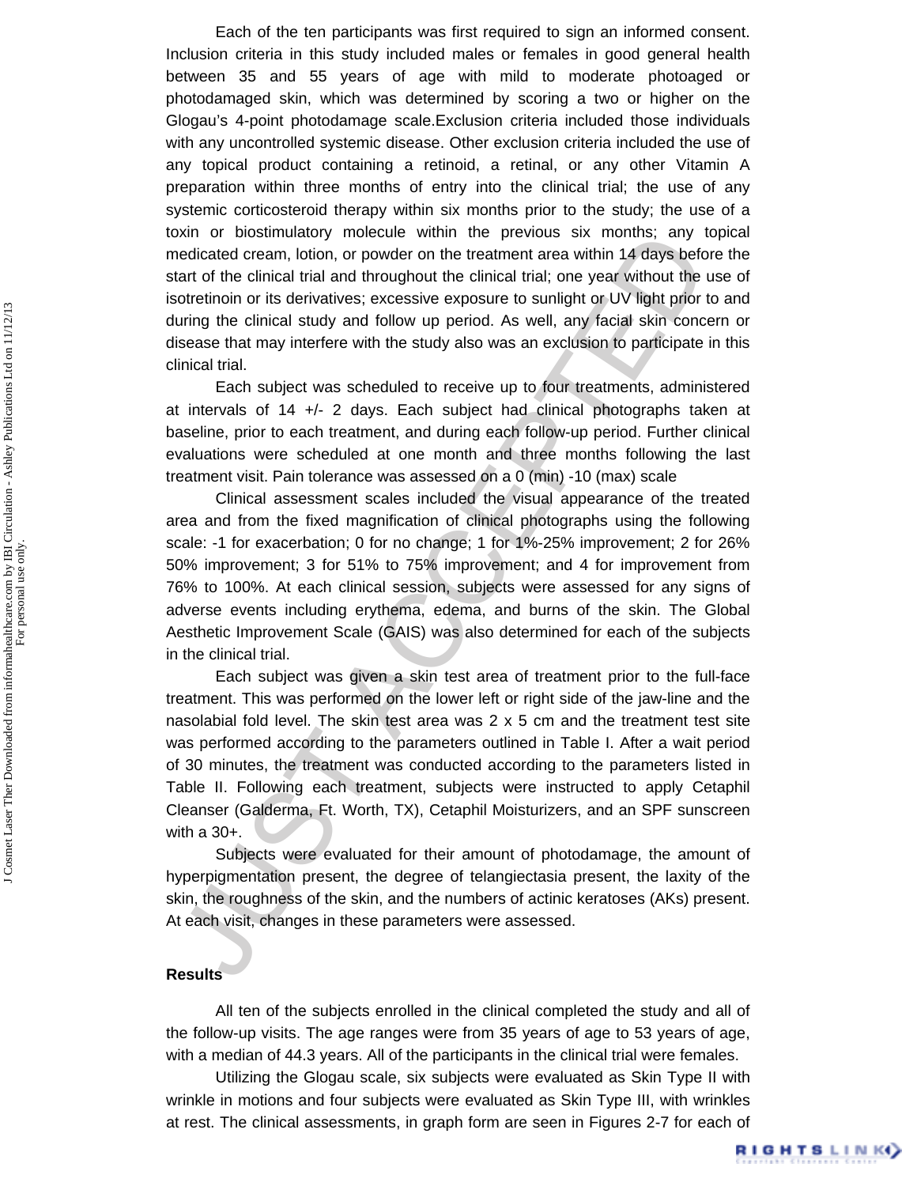Each of the ten participants was first required to sign an informed consent. Inclusion criteria in this study included males or females in good general health between 35 and 55 years of age with mild to moderate photoaged or photodamaged skin, which was determined by scoring a two or higher on the Glogau's 4-point photodamage scale.Exclusion criteria included those individuals with any uncontrolled systemic disease. Other exclusion criteria included the use of any topical product containing a retinoid, a retinal, or any other Vitamin A preparation within three months of entry into the clinical trial; the use of any systemic corticosteroid therapy within six months prior to the study; the use of a toxin or biostimulatory molecule within the previous six months; any topical medicated cream, lotion, or powder on the treatment area within 14 days before the start of the clinical trial and throughout the clinical trial; one year without the use of isotretinoin or its derivatives; excessive exposure to sunlight or UV light prior to and during the clinical study and follow up period. As well, any facial skin concern or disease that may interfere with the study also was an exclusion to participate in this clinical trial.

Each subject was scheduled to receive up to four treatments, administered at intervals of 14 +/- 2 days. Each subject had clinical photographs taken at baseline, prior to each treatment, and during each follow-up period. Further clinical evaluations were scheduled at one month and three months following the last treatment visit. Pain tolerance was assessed on a 0 (min) -10 (max) scale

Clinical assessment scales included the visual appearance of the treated area and from the fixed magnification of clinical photographs using the following scale: -1 for exacerbation; 0 for no change; 1 for 1%-25% improvement; 2 for 26% 50% improvement; 3 for 51% to 75% improvement; and 4 for improvement from 76% to 100%. At each clinical session, subjects were assessed for any signs of adverse events including erythema, edema, and burns of the skin. The Global Aesthetic Improvement Scale (GAIS) was also determined for each of the subjects in the clinical trial.

Each subject was given a skin test area of treatment prior to the full-face treatment. This was performed on the lower left or right side of the jaw-line and the nasolabial fold level. The skin test area was 2 x 5 cm and the treatment test site was performed according to the parameters outlined in Table I. After a wait period of 30 minutes, the treatment was conducted according to the parameters listed in Table II. Following each treatment, subjects were instructed to apply Cetaphil Cleanser (Galderma, Ft. Worth, TX), Cetaphil Moisturizers, and an SPF sunscreen with a 30+.

Subjects were evaluated for their amount of photodamage, the amount of hyperpigmentation present, the degree of telangiectasia present, the laxity of the skin, the roughness of the skin, and the numbers of actinic keratoses (AKs) present. At each visit, changes in these parameters were assessed.

**Results**

All ten of the subjects enrolled in the clinical completed the study and all of the follow-up visits. The age ranges were from 35 years of age to 53 years of age, with a median of 44.3 years. All of the participants in the clinical trial were females.

Utilizing the Glogau scale, six subjects were evaluated as Skin Type II with wrinkle in motions and four subjects were evaluated as Skin Type III, with wrinkles at rest. The clinical assessments, in graph form are seen in Figures 2-7 for each of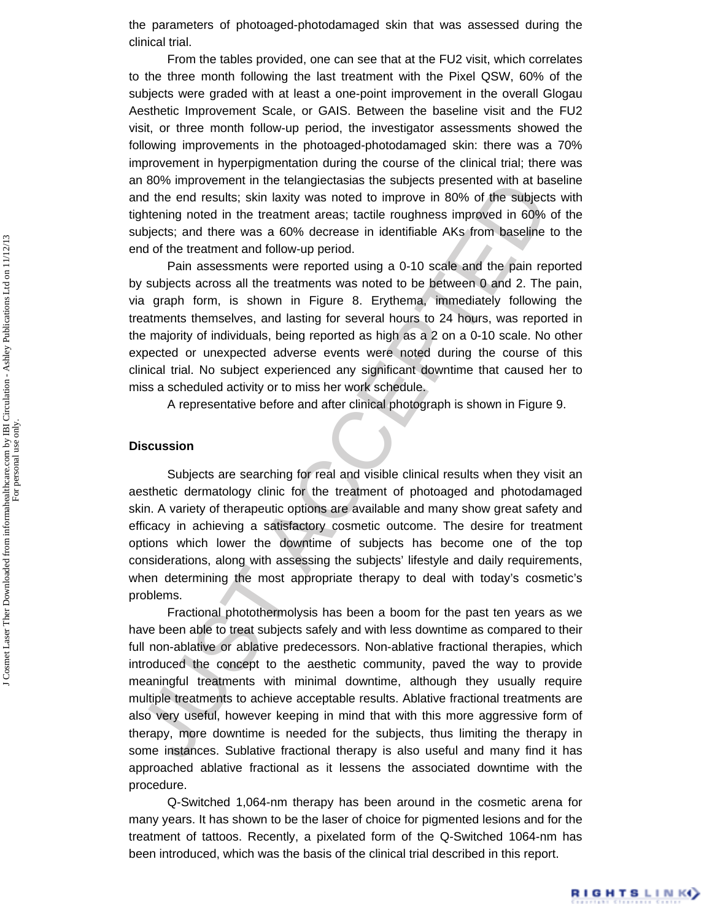the parameters of photoaged-photodamaged skin that was assessed during the clinical trial.

From the tables provided, one can see that at the FU2 visit, which correlates to the three month following the last treatment with the Pixel QSW, 60% of the subjects were graded with at least a one-point improvement in the overall Glogau Aesthetic Improvement Scale, or GAIS. Between the baseline visit and the FU2 visit, or three month follow-up period, the investigator assessments showed the following improvements in the photoaged-photodamaged skin: there was a 70% improvement in hyperpigmentation during the course of the clinical trial; there was an 80% improvement in the telangiectasias the subjects presented with at baseline and the end results; skin laxity was noted to improve in 80% of the subjects with tightening noted in the treatment areas; tactile roughness improved in 60% of the subjects; and there was a 60% decrease in identifiable AKs from baseline to the end of the treatment and follow-up period.

Pain assessments were reported using a 0-10 scale and the pain reported by subjects across all the treatments was noted to be between 0 and 2. The pain, via graph form, is shown in Figure 8. Erythema, immediately following the treatments themselves, and lasting for several hours to 24 hours, was reported in the majority of individuals, being reported as high as a 2 on a 0-10 scale. No other expected or unexpected adverse events were noted during the course of this clinical trial. No subject experienced any significant downtime that caused her to miss a scheduled activity or to miss her work schedule.

A representative before and after clinical photograph is shown in Figure 9.

## Discussion

Subjects are searching for real and visible clinical results when they visit an aesthetic dermatology clinic for the treatment of photoaged and photodamaged skin. A variety of therapeutic options are available and many show great safety and efficacy in achieving a satisfactory cosmetic outcome. The desire for treatment options which lower the downtime of subjects has become one of the top considerations, along with assessing the subjects' lifestyle and daily requirements, when determining the most appropriate therapy to deal with today's cosmetic's problems.

Fractional photothermolysis has been a boom for the past ten years as we have been able to treat subjects safely and with less downtime as compared to their full non-ablative or ablative predecessors. Non-ablative fractional therapies, which introduced the concept to the aesthetic community, paved the way to provide meaningful treatments with minimal downtime, although they usually require multiple treatments to achieve acceptable results. Ablative fractional treatments are also very useful, however keeping in mind that with this more aggressive form of therapy, more downtime is needed for the subjects, thus limiting the therapy in some instances. Sublative fractional therapy is also useful and many find it has approached ablative fractional as it lessens the associated downtime with the procedure.

Q-Switched 1,064-nm therapy has been around in the cosmetic arena for many years. It has shown to be the laser of choice for pigmented lesions and for the treatment of tattoos. Recently, a pixelated form of the Q-Switched 1064-nm has been introduced, which was the basis of the clinical trial described in this report.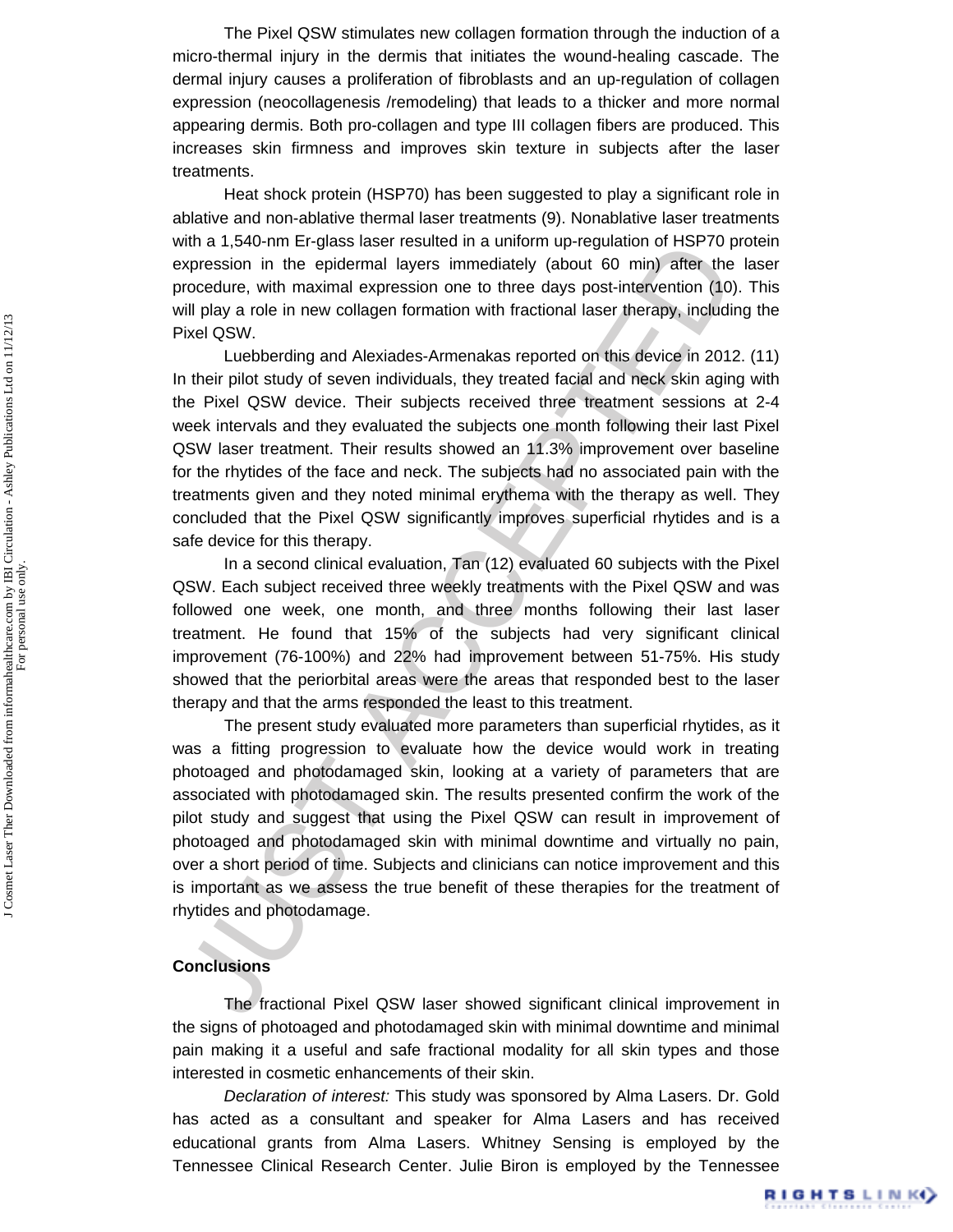The Pixel QSW stimulates new collagen formation through the induction of a micro-thermal injury in the dermis that initiates the wound-healing cascade. The dermal injury causes a proliferation of fibroblasts and an up-regulation of collagen expression (neocollagenesis /remodeling) that leads to a thicker and more normal appearing dermis. Both pro-collagen and type III collagen fibers are produced. This increases skin firmness and improves skin texture in subjects after the laser treatments.

Heat shock protein (HSP70) has been suggested to play a significant role in ablative and non-ablative thermal laser treatments (9). Nonablative laser treatments with a 1,540-nm Er-glass laser resulted in a uniform up-regulation of HSP70 protein expression in the epidermal layers immediately (about 60 min) after the laser procedure, with maximal expression one to three days post-intervention (10). This will play a role in new collagen formation with fractional laser therapy, including the Pixel QSW.

Luebberding and Alexiades-Armenakas reported on this device in 2012. (11) In their pilot study of seven individuals, they treated facial and neck skin aging with the Pixel QSW device. Their subjects received three treatment sessions at 2-4 week intervals and they evaluated the subjects one month following their last Pixel QSW laser treatment. Their results showed an 11.3% improvement over baseline for the rhytides of the face and neck. The subjects had no associated pain with the treatments given and they noted minimal erythema with the therapy as well. They concluded that the Pixel QSW significantly improves superficial rhytides and is a safe device for this therapy.

In a second clinical evaluation, Tan (12) evaluated 60 subjects with the Pixel QSW. Each subject received three weekly treatments with the Pixel QSW and was followed one week, one month, and three months following their last laser treatment. He found that 15% of the subjects had very significant clinical improvement (76-100%) and 22% had improvement between 51-75%. His study showed that the periorbital areas were the areas that responded best to the laser therapy and that the arms responded the least to this treatment.

The present study evaluated more parameters than superficial rhytides, as it was a fitting progression to evaluate how the device would work in treating photoaged and photodamaged skin, looking at a variety of parameters that are associated with photodamaged skin. The results presented confirm the work of the pilot study and suggest that using the Pixel QSW can result in improvement of photoaged and photodamaged skin with minimal downtime and virtually no pain, over a short period of time. Subjects and clinicians can notice improvement and this is important as we assess the true benefit of these therapies for the treatment of rhytides and photodamage.

## Conclusions

The fractional Pixel QSW laser showed significant clinical improvement in the signs of photoaged and photodamaged skin with minimal downtime and minimal pain making it a useful and safe fractional modality for all skin types and those interested in cosmetic enhancements of their skin.

*Declaration of interest:* This study was sponsored by Alma Lasers. Dr. Gold has acted as a consultant and speaker for Alma Lasers and has received educational grants from Alma Lasers. Whitney Sensing is employed by the Tennessee Clinical Research Center. Julie Biron is employed by the Tennessee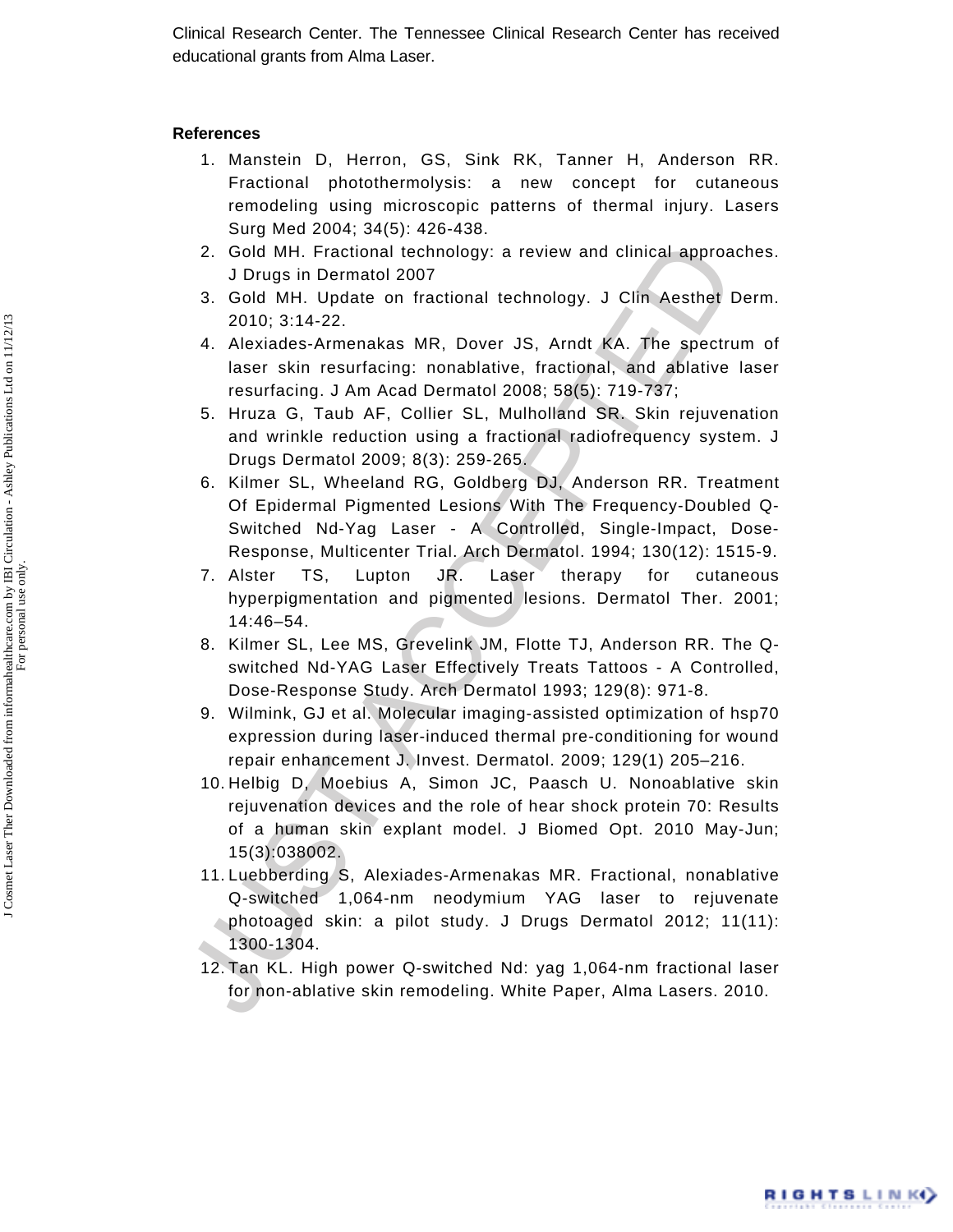Clinical Research Center. The Tennessee Clinical Research Center has received educational grants from Alma Laser.

## References

1. Manstein D, Herron, GS, Sink RK, Tanner H, Anderson RR. Fractional photothermolysis: a new concept for cutaneous remodeling using microscopic patterns of thermal injury. Lasers Surg Med 2004; 34(5): 426-438.
2. Gold MH. Fractional technology: a review and clinical approaches. J Drugs in Dermatol 2007
3. Gold MH. Update on fractional technology. J Clin Aesthet Derm. 2010; 3:14-22.
4. Alexiades-Armenakas MR, Dover JS, Arndt KA. The spectrum of laser skin resurfacing: nonablative, fractional, and ablative laser resurfacing. J Am Acad Dermatol 2008; 58(5): 719-737;
5. Hruza G, Taub AF, Collier SL, Mulholland SR. Skin rejuvenation and wrinkle reduction using a fractional radiofrequency system. J Drugs Dermatol 2009; 8(3): 259-265.
6. Kilmer SL, Wheeland RG, Goldberg DJ, Anderson RR. Treatment Of Epidermal Pigmented Lesions With The Frequency-Doubled Q-Switched Nd-Yag Laser - A Controlled, Single-Impact, Dose-Response, Multicenter Trial. Arch Dermatol. 1994; 130(12): 1515-9.
7. Alster TS, Lupton JR. Laser therapy for cutaneous hyperpigmentation and pigmented lesions. Dermatol Ther. 2001; 14:46–54.
8. Kilmer SL, Lee MS, Grevelink JM, Flotte TJ, Anderson RR. The Q-switched Nd-YAG Laser Effectively Treats Tattoos - A Controlled, Dose-Response Study. Arch Dermatol 1993; 129(8): 971-8.
9. Wilmink, GJ et al. Molecular imaging-assisted optimization of hsp70 expression during laser-induced thermal pre-conditioning for wound repair enhancement J. Invest. Dermatol. 2009; 129(1) 205–216.
10. Helbig D, Moebius A, Simon JC, Paasch U. Nonoablative skin rejuvenation devices and the role of hear shock protein 70: Results of a human skin explant model. J Biomed Opt. 2010 May-Jun; 15(3):038002.
11. Luebberding S, Alexiades-Armenakas MR. Fractional, nonablative Q-switched 1,064-nm neodymium YAG laser to rejuvenate photoaged skin: a pilot study. J Drugs Dermatol 2012; 11(11): 1300-1304.
12. Tan KL. High power Q-switched Nd: yag 1,064-nm fractional laser for non-ablative skin remodeling. White Paper, Alma Lasers. 2010.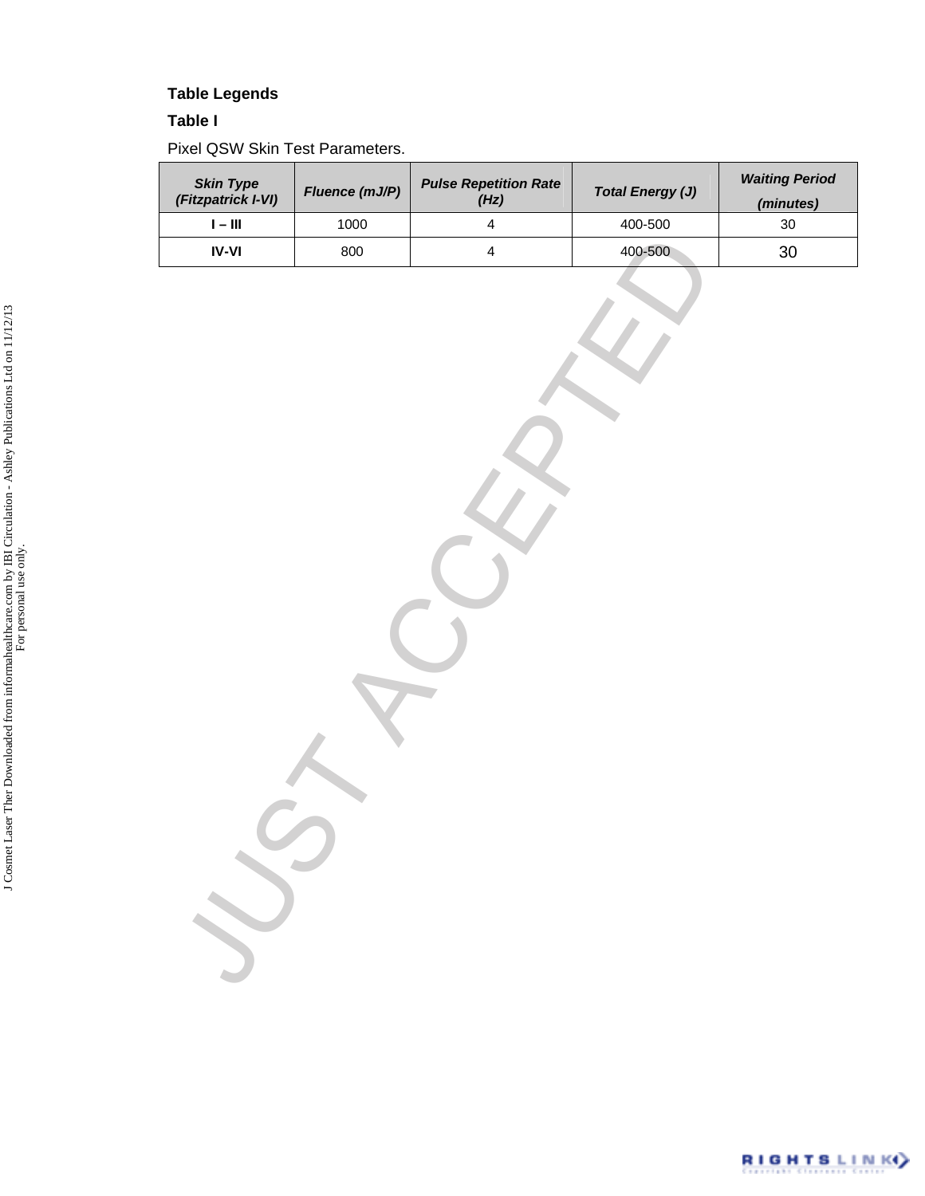**Table Legends**

**Table I**

Pixel QSW Skin Test Parameters.

| *Skin Type (Fitzpatrick I-VI)* | *Fluence (mJ/P)* | *Pulse Repetition Rate (Hz)* | *Total Energy (J)* | *Waiting Period (minutes)* |
|---|---|---|---|---|
| **I – III** | 1000 | 4 | 400-500 | 30 |
| **IV-VI** | 800 | 4 | 400-500 | 30 |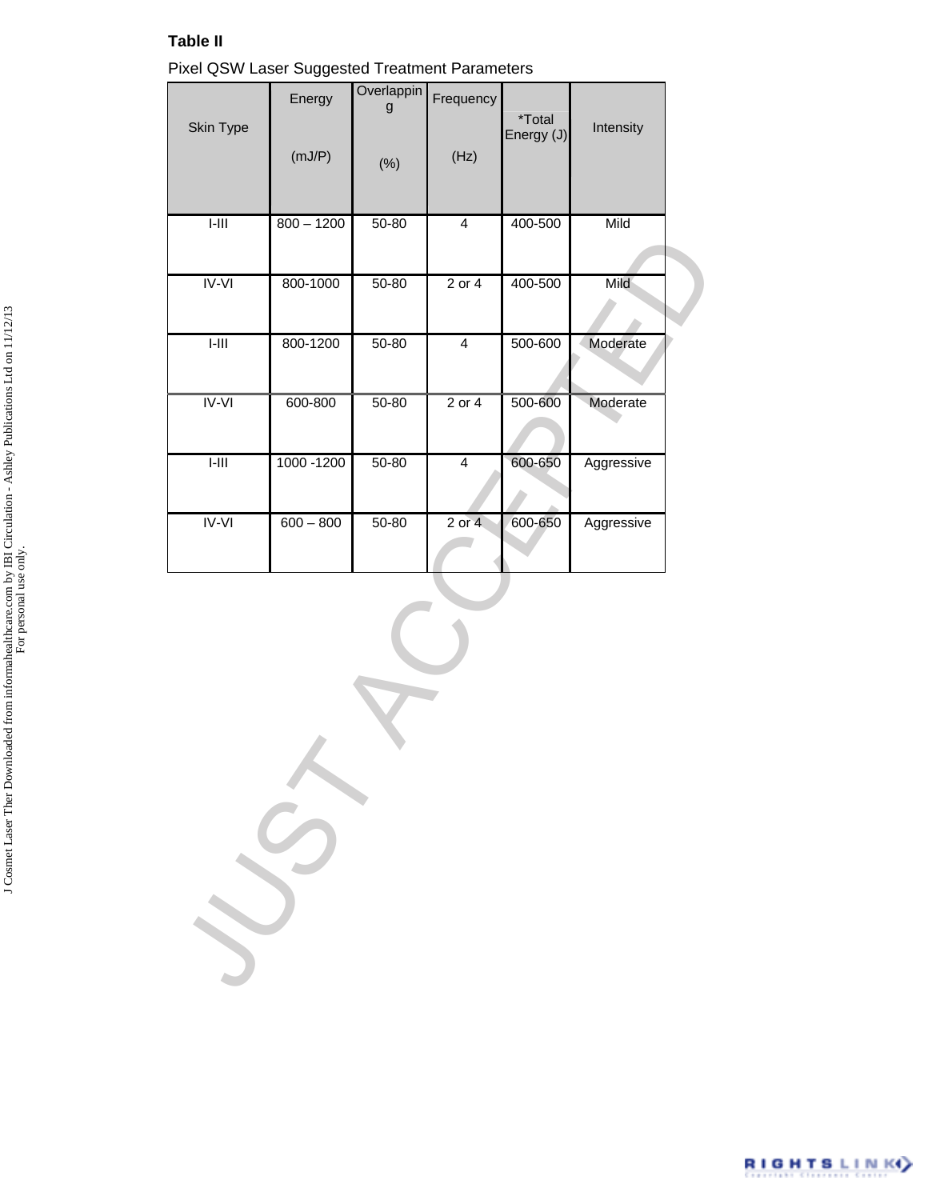**Table II**

Pixel QSW Laser Suggested Treatment Parameters

| Skin Type | Energy (mJ/P) | Overlapping (%) | Frequency (Hz) | *Total Energy (J) | Intensity |
|---|---|---|---|---|---|
| I-III | 800 – 1200 | 50-80 | 4 | 400-500 | Mild |
| IV-VI | 800-1000 | 50-80 | 2 or 4 | 400-500 | Mild |
| I-III | 800-1200 | 50-80 | 4 | 500-600 | Moderate |
| IV-VI | 600-800 | 50-80 | 2 or 4 | 500-600 | Moderate |
| I-III | 1000 -1200 | 50-80 | 4 | 600-650 | Aggressive |
| IV-VI | 600 – 800 | 50-80 | 2 or 4 | 600-650 | Aggressive |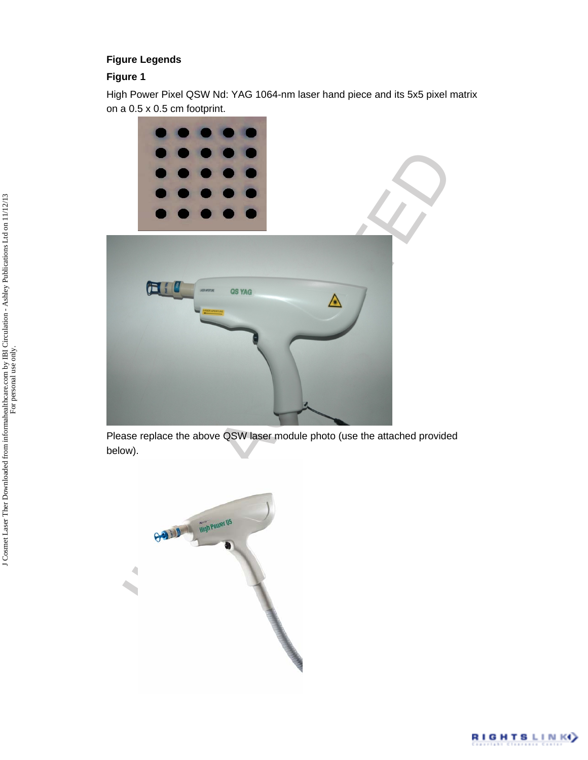**Figure Legends**

**Figure 1**

High Power Pixel QSW Nd: YAG 1064-nm laser hand piece and its 5x5 pixel matrix on a 0.5 x 0.5 cm footprint.

Please replace the above QSW laser module photo (use the attached provided below).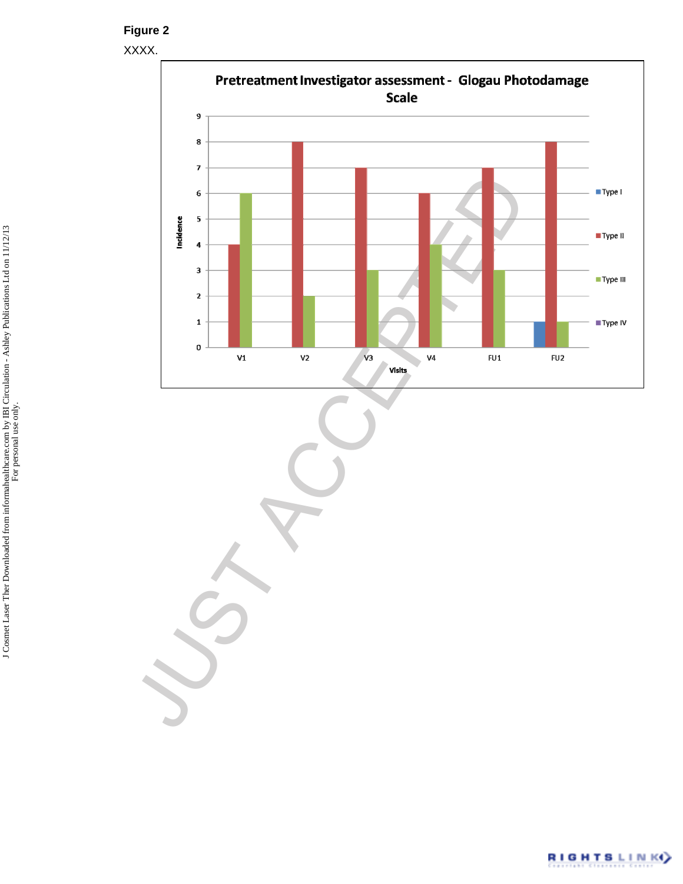**Figure 2**

XXXX.

Pretreatment Investigator assessment - Glogau Photodamage Scale

| Visits | Type I | Type II | Type III | Type IV |
|---|---|---|---|---|
| V1 | | 4 | 6 | |
| V2 | | 8 | 2 | |
| V3 | | 7 | 3 | |
| V4 | | 6 | 4 | |
| FU1 | | 7 | 3 | |
| FU2 | 1 | 8 | 1 | |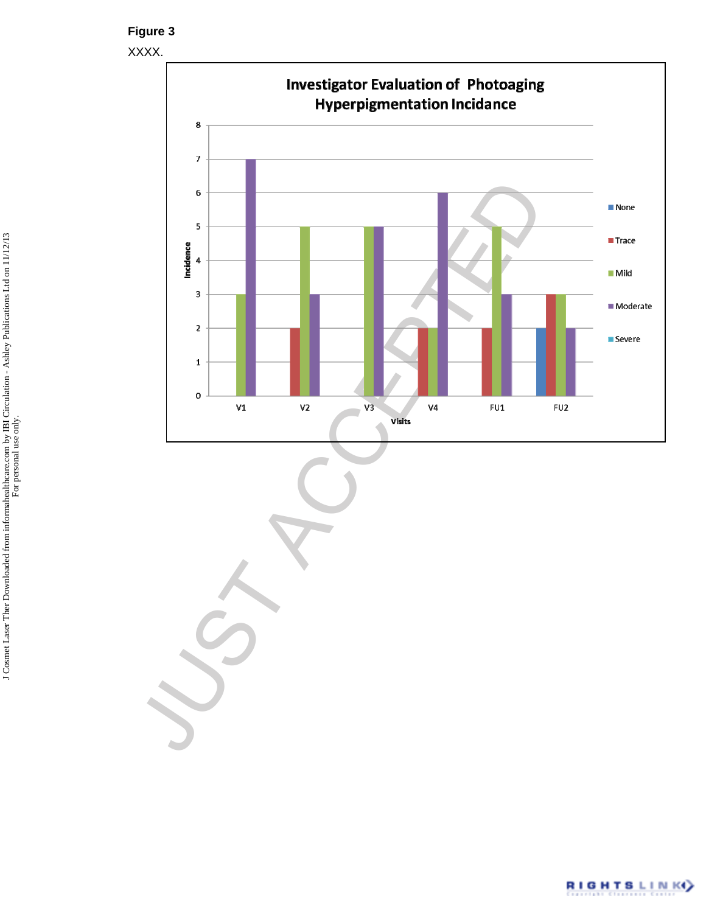**Figure 3**

XXXX.

**Investigator Evaluation of Photoaging Hyperpigmentation Incidance**

| Visits | None | Trace | Mild | Moderate | Severe |
|---|---|---|---|---|---|
| V1 | 0 | 0 | 3 | 7 | 0 |
| V2 | 0 | 2 | 5 | 3 | 0 |
| V3 | 0 | 0 | 5 | 5 | 0 |
| V4 | 0 | 2 | 2 | 6 | 0 |
| FU1 | 0 | 2 | 5 | 3 | 0 |
| FU2 | 2 | 3 | 3 | 2 | 0 |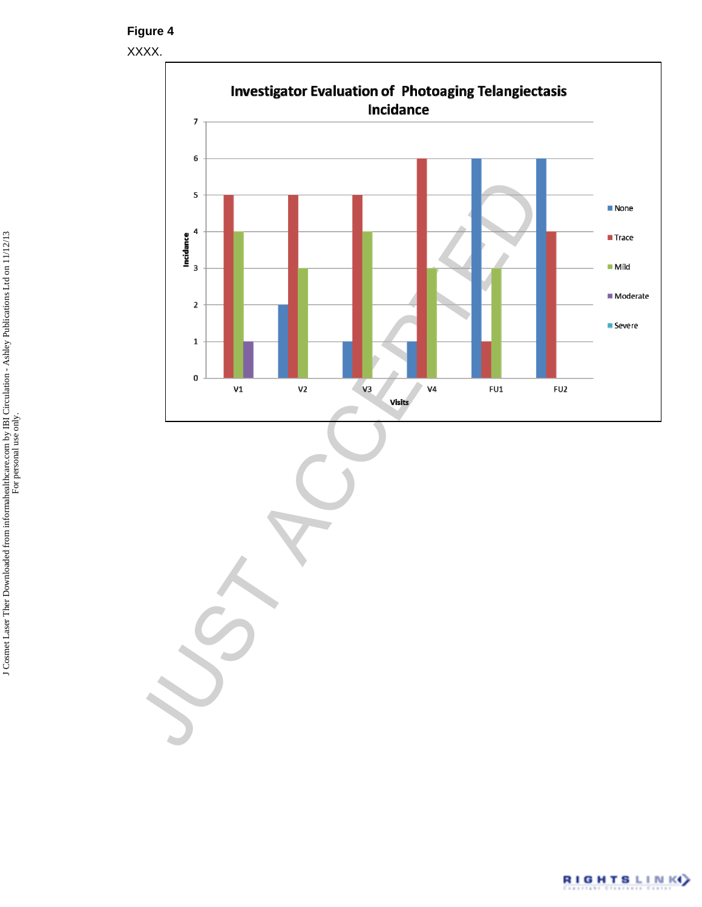**Figure 4**

XXXX.

**Investigator Evaluation of Photoaging Telangiectasis Incidance**

| Visits | None | Trace | Mild | Moderate | Severe |
|---|---|---|---|---|---|
| V1 | 0 | 5 | 4 | 1 | 0 |
| V2 | 2 | 5 | 3 | 0 | 0 |
| V3 | 1 | 5 | 4 | 0 | 0 |
| V4 | 1 | 6 | 3 | 0 | 0 |
| FU1 | 6 | 1 | 3 | 0 | 0 |
| FU2 | 6 | 4 | 0 | 0 | 0 |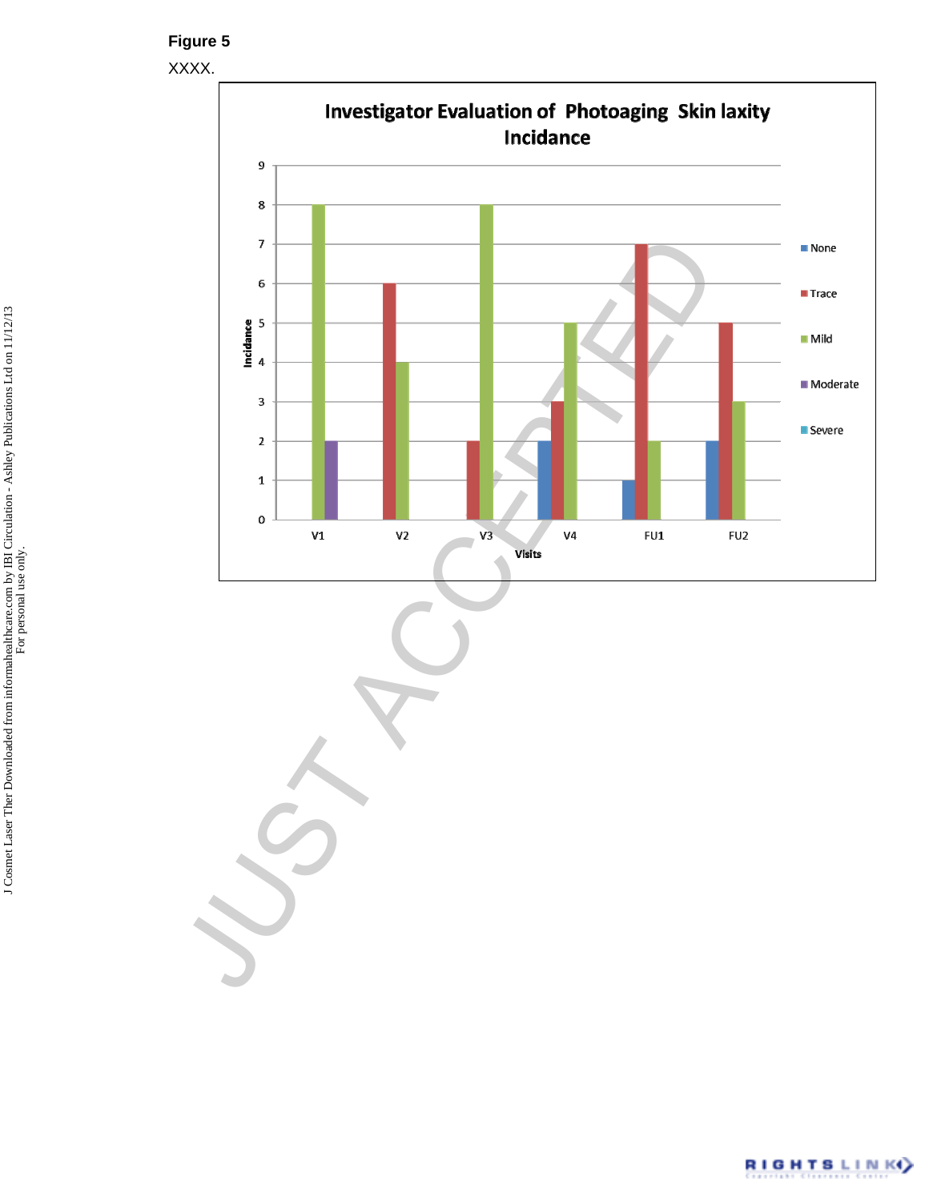**Figure 5**

XXXX.

**Investigator Evaluation of Photoaging Skin laxity Incidance**

| Visits | None | Trace | Mild | Moderate | Severe |
|---|---|---|---|---|---|
| V1 | | | 8 | 2 | |
| V2 | | 6 | 4 | | |
| V3 | | 2 | 8 | | |
| V4 | 2 | 3 | 5 | | |
| FU1 | 1 | 7 | 2 | | |
| FU2 | 2 | 5 | 3 | | |

Y-axis: Incidance; X-axis: Visits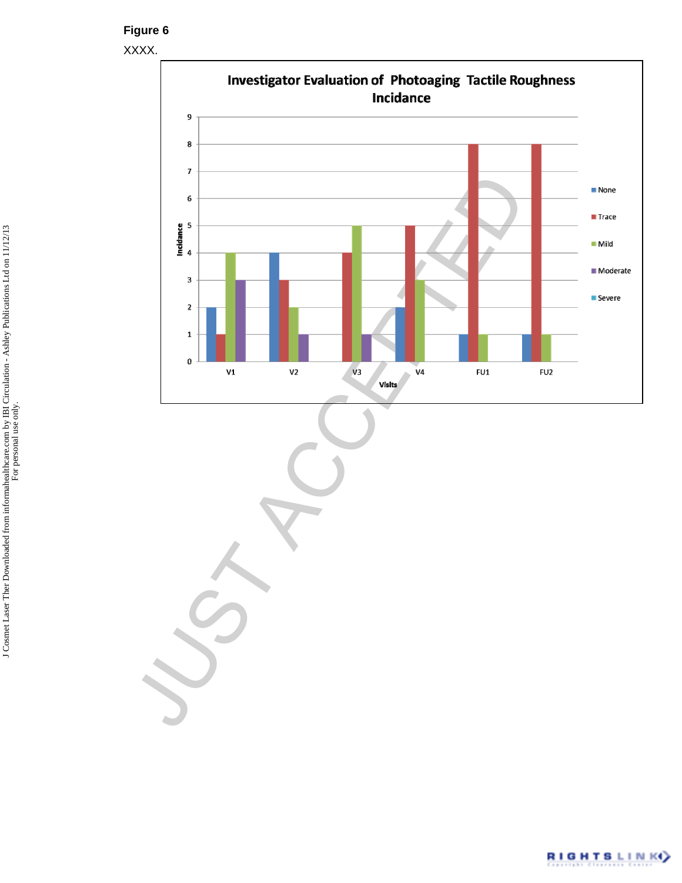**Figure 6**

XXXX.

**Investigator Evaluation of Photoaging Tactile Roughness Incidance**

| Visits | None | Trace | Mild | Moderate | Severe |
|---|---|---|---|---|---|
| V1 | 2 | 1 | 4 | 3 | |
| V2 | 4 | 3 | 2 | 1 | |
| V3 | | 4 | 5 | 1 | |
| V4 | 2 | 5 | 3 | | |
| FU1 | 1 | 8 | 1 | | |
| FU2 | 1 | 8 | 1 | | |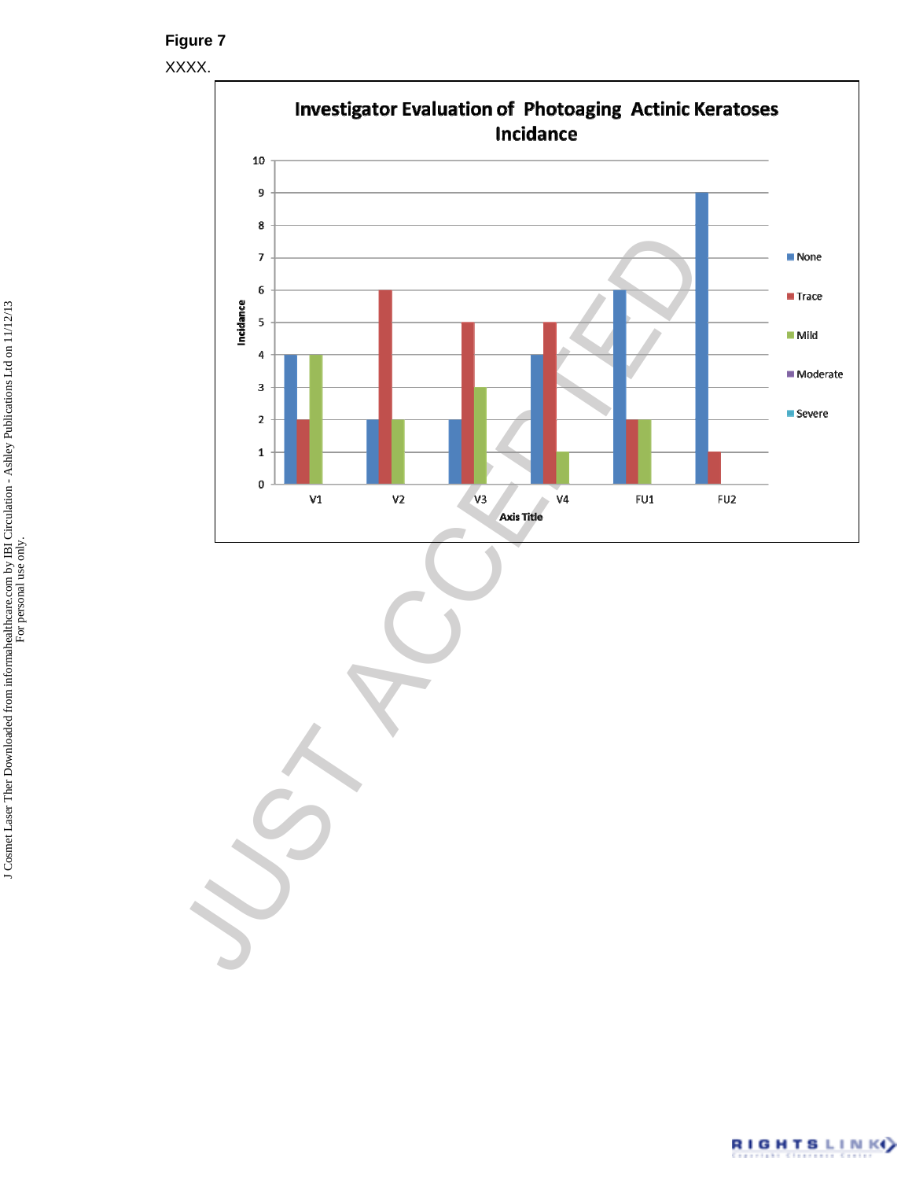**Figure 7**

XXXX.

Investigator Evaluation of Photoaging Actinic Keratoses Incidance

| | None | Trace | Mild | Moderate | Severe |
|---|---|---|---|---|---|
| V1 | 4 | 2 | 4 | | |
| V2 | 2 | 6 | 2 | | |
| V3 | 2 | 5 | 3 | | |
| V4 | 4 | 5 | 1 | | |
| FU1 | 6 | 2 | 2 | | |
| FU2 | 9 | 1 | | | |

Incidance

Axis Title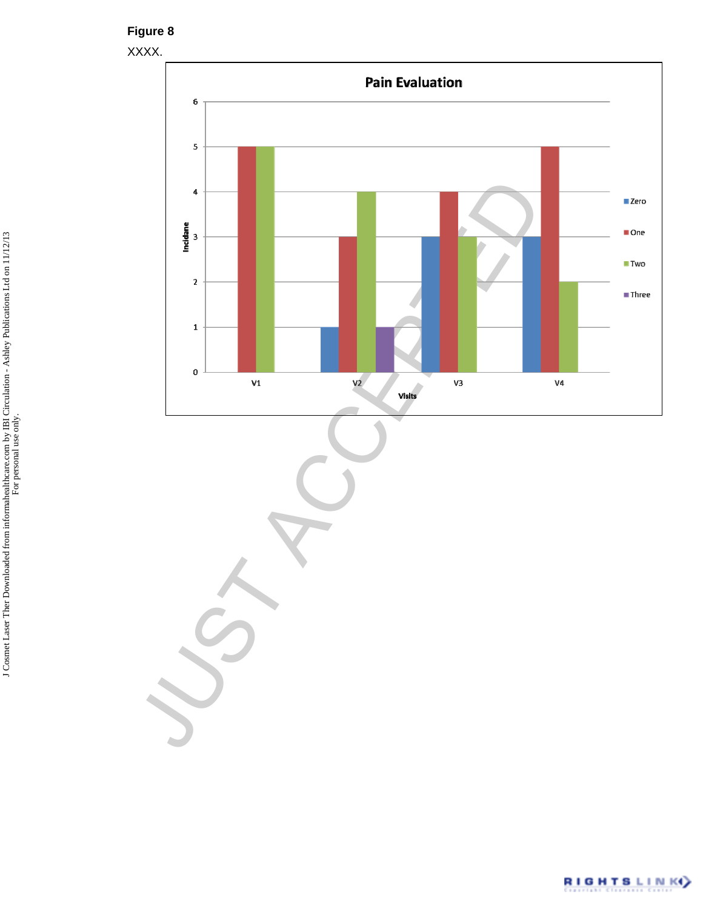**Figure 8**

XXXX.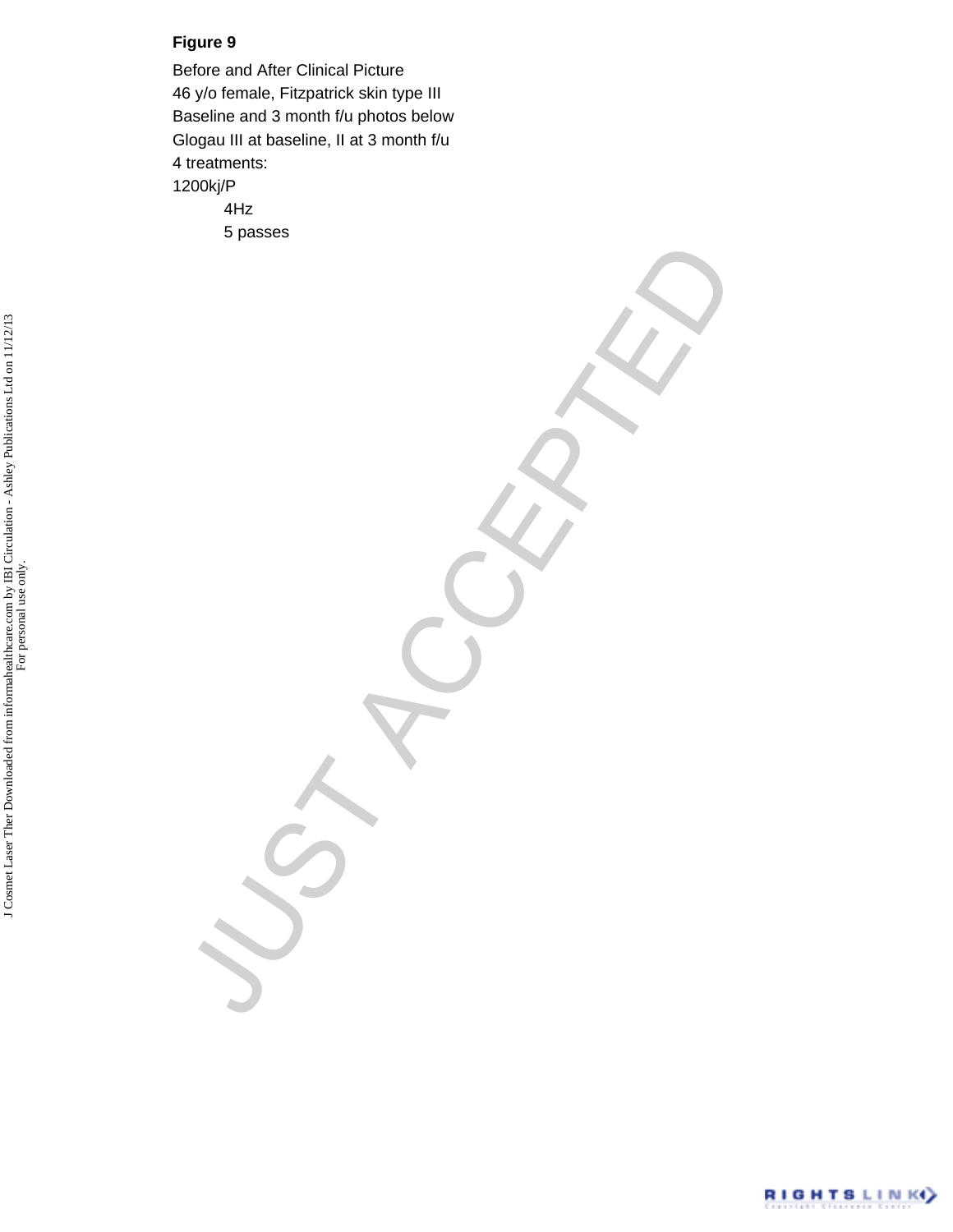**Figure 9**

Before and After Clinical Picture

46 y/o female, Fitzpatrick skin type III

Baseline and 3 month f/u photos below

Glogau III at baseline, II at 3 month f/u

4 treatments:

1200kj/P

4Hz

5 passes